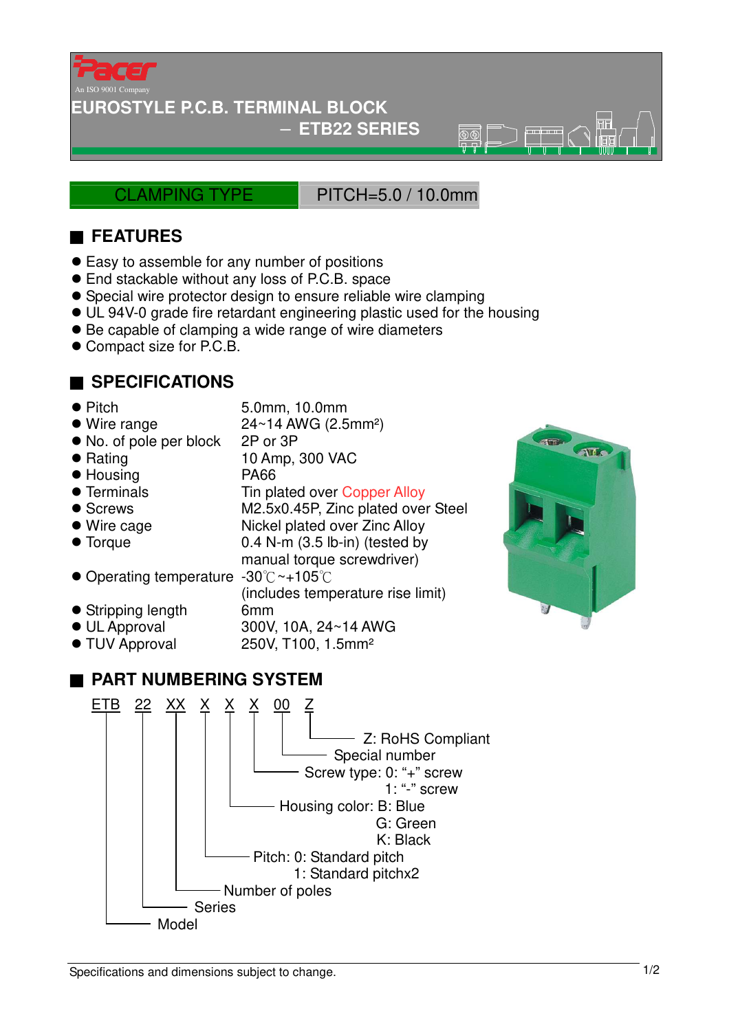Pacer

An ISO 9001 Company

# EUROSTYLE P.C.B. TERMINAL BLOCK

## – ETB22 SERIES

CLAMPING TYPE | PITCH=5.0 / 10.0mm

## FEATURES

- Easy to assemble for any number of positions
- End stackable without any loss of P.C.B. space
- Special wire protector design to ensure reliable wire clamping
- UL 94V-0 grade fire retardant engineering plastic used for the housing
- Be capable of clamping a wide range of wire diameters
- Compact size for P.C.B.

## SPECIFICATIONS

| | |
|---|---|
| Pitch | 5.0mm, 10.0mm |
| Wire range | 24~14 AWG (2.5mm²) |
| No. of pole per block | 2P or 3P |
| Rating | 10 Amp, 300 VAC |
| Housing | PA66 |
| Terminals | Tin plated over Copper Alloy |
| Screws | M2.5x0.45P, Zinc plated over Steel |
| Wire cage | Nickel plated over Zinc Alloy |
| Torque | 0.4 N-m (3.5 lb-in) (tested by manual torque screwdriver) |
| Operating temperature | -30℃~+105℃ (includes temperature rise limit) |
| Stripping length | 6mm |
| UL Approval | 300V, 10A, 24~14 AWG |
| TUV Approval | 250V, T100, 1.5mm² |

## PART NUMBERING SYSTEM

ETB 22 XX X X X 00 Z

- ETB: Model
- 22: Series
- XX: Number of poles
- X: Pitch: 0: Standard pitch
  - 1: Standard pitchx2
- X: Housing color: B: Blue
  - G: Green
  - K: Black
- X: Screw type: 0: "+" screw
  - 1: "-" screw
- 00: Special number
- Z: RoHS Compliant

Specifications and dimensions subject to change.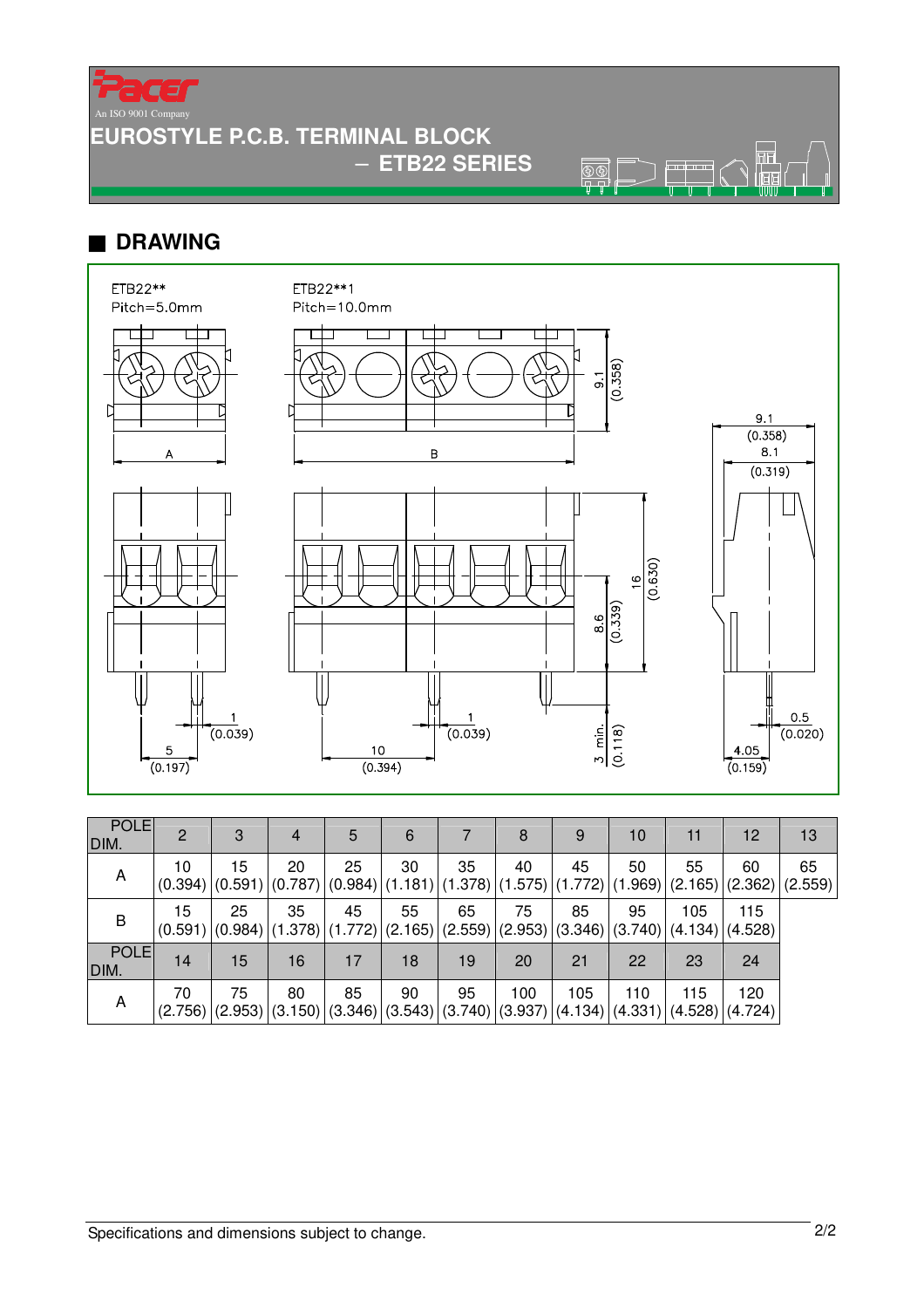# EUROSTYLE P.C.B. TERMINAL BLOCK – ETB22 SERIES

## DRAWING

ETB22**
Pitch=5.0mm

ETB22**1
Pitch=10.0mm

A

B

9.1
(0.358)

9.1
(0.358)
8.1
(0.319)

16
(0.630)

8.6
(0.339)

1
(0.039)

5
(0.197)

1
(0.039)

10
(0.394)

3 min.
(0.118)

0.5
(0.020)

4.05
(0.159)

| POLE DIM. | 2 | 3 | 4 | 5 | 6 | 7 | 8 | 9 | 10 | 11 | 12 | 13 |
|---|---|---|---|---|---|---|---|---|---|---|---|---|
| A | 10 (0.394) | 15 (0.591) | 20 (0.787) | 25 (0.984) | 30 (1.181) | 35 (1.378) | 40 (1.575) | 45 (1.772) | 50 (1.969) | 55 (2.165) | 60 (2.362) | 65 (2.559) |
| B | 15 (0.591) | 25 (0.984) | 35 (1.378) | 45 (1.772) | 55 (2.165) | 65 (2.559) | 75 (2.953) | 85 (3.346) | 95 (3.740) | 105 (4.134) | 115 (4.528) | |
| POLE DIM. | 14 | 15 | 16 | 17 | 18 | 19 | 20 | 21 | 22 | 23 | 24 | |
| A | 70 (2.756) | 75 (2.953) | 80 (3.150) | 85 (3.346) | 90 (3.543) | 95 (3.740) | 100 (3.937) | 105 (4.134) | 110 (4.331) | 115 (4.528) | 120 (4.724) | |

Specifications and dimensions subject to change.